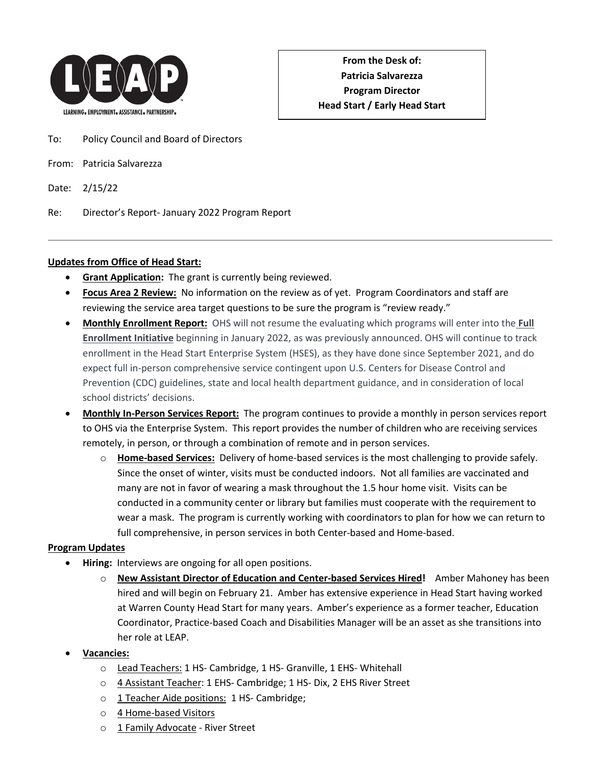LEAP — LEARNING. EMPLOYMENT. ASSISTANCE. PARTNERSHIP.

**From the Desk of:**
**Patricia Salvarezza**
**Program Director**
**Head Start / Early Head Start**

To: Policy Council and Board of Directors

From: Patricia Salvarezza

Date: 2/15/22

Re: Director's Report- January 2022 Program Report

---

**Updates from Office of Head Start:**

- **Grant Application:** The grant is currently being reviewed.
- **Focus Area 2 Review:** No information on the review as of yet. Program Coordinators and staff are reviewing the service area target questions to be sure the program is "review ready."
- **Monthly Enrollment Report:** OHS will not resume the evaluating which programs will enter into the **Full Enrollment Initiative** beginning in January 2022, as was previously announced. OHS will continue to track enrollment in the Head Start Enterprise System (HSES), as they have done since September 2021, and do expect full in-person comprehensive service contingent upon U.S. Centers for Disease Control and Prevention (CDC) guidelines, state and local health department guidance, and in consideration of local school districts' decisions.
- **Monthly In-Person Services Report:** The program continues to provide a monthly in person services report to OHS via the Enterprise System. This report provides the number of children who are receiving services remotely, in person, or through a combination of remote and in person services.
  - **Home-based Services:** Delivery of home-based services is the most challenging to provide safely. Since the onset of winter, visits must be conducted indoors. Not all families are vaccinated and many are not in favor of wearing a mask throughout the 1.5 hour home visit. Visits can be conducted in a community center or library but families must cooperate with the requirement to wear a mask. The program is currently working with coordinators to plan for how we can return to full comprehensive, in person services in both Center-based and Home-based.

**Program Updates**

- **Hiring:** Interviews are ongoing for all open positions.
  - **New Assistant Director of Education and Center-based Services Hired!** Amber Mahoney has been hired and will begin on February 21. Amber has extensive experience in Head Start having worked at Warren County Head Start for many years. Amber's experience as a former teacher, Education Coordinator, Practice-based Coach and Disabilities Manager will be an asset as she transitions into her role at LEAP.
- **Vacancies:**
  - Lead Teachers: 1 HS- Cambridge, 1 HS- Granville, 1 EHS- Whitehall
  - 4 Assistant Teacher: 1 EHS- Cambridge; 1 HS- Dix, 2 EHS River Street
  - 1 Teacher Aide positions: 1 HS- Cambridge;
  - 4 Home-based Visitors
  - 1 Family Advocate - River Street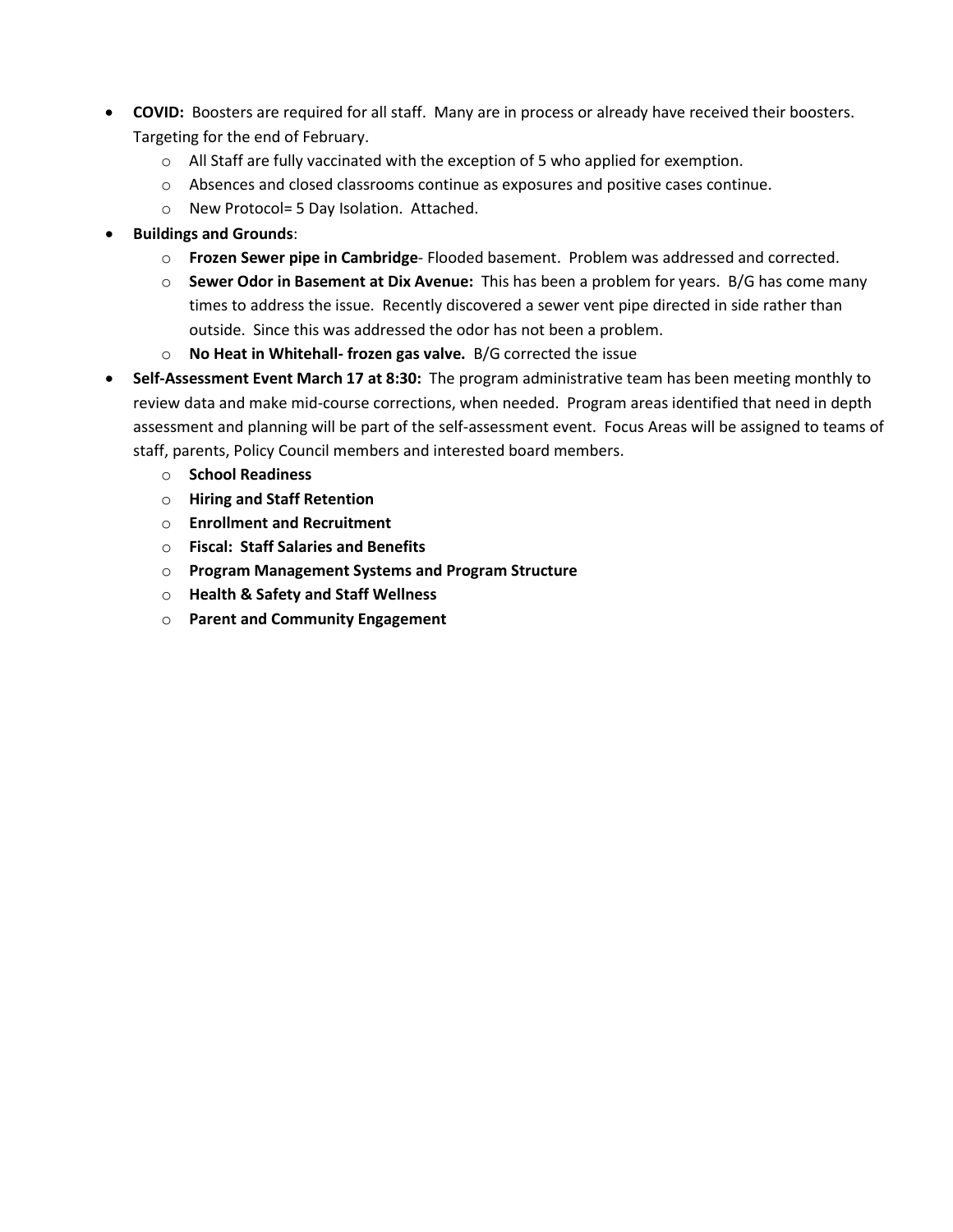- **COVID:** Boosters are required for all staff. Many are in process or already have received their boosters. Targeting for the end of February.
  - All Staff are fully vaccinated with the exception of 5 who applied for exemption.
  - Absences and closed classrooms continue as exposures and positive cases continue.
  - New Protocol= 5 Day Isolation. Attached.
- **Buildings and Grounds**:
  - **Frozen Sewer pipe in Cambridge**- Flooded basement. Problem was addressed and corrected.
  - **Sewer Odor in Basement at Dix Avenue:** This has been a problem for years. B/G has come many times to address the issue. Recently discovered a sewer vent pipe directed in side rather than outside. Since this was addressed the odor has not been a problem.
  - **No Heat in Whitehall- frozen gas valve.** B/G corrected the issue
- **Self-Assessment Event March 17 at 8:30:** The program administrative team has been meeting monthly to review data and make mid-course corrections, when needed. Program areas identified that need in depth assessment and planning will be part of the self-assessment event. Focus Areas will be assigned to teams of staff, parents, Policy Council members and interested board members.
  - **School Readiness**
  - **Hiring and Staff Retention**
  - **Enrollment and Recruitment**
  - **Fiscal: Staff Salaries and Benefits**
  - **Program Management Systems and Program Structure**
  - **Health & Safety and Staff Wellness**
  - **Parent and Community Engagement**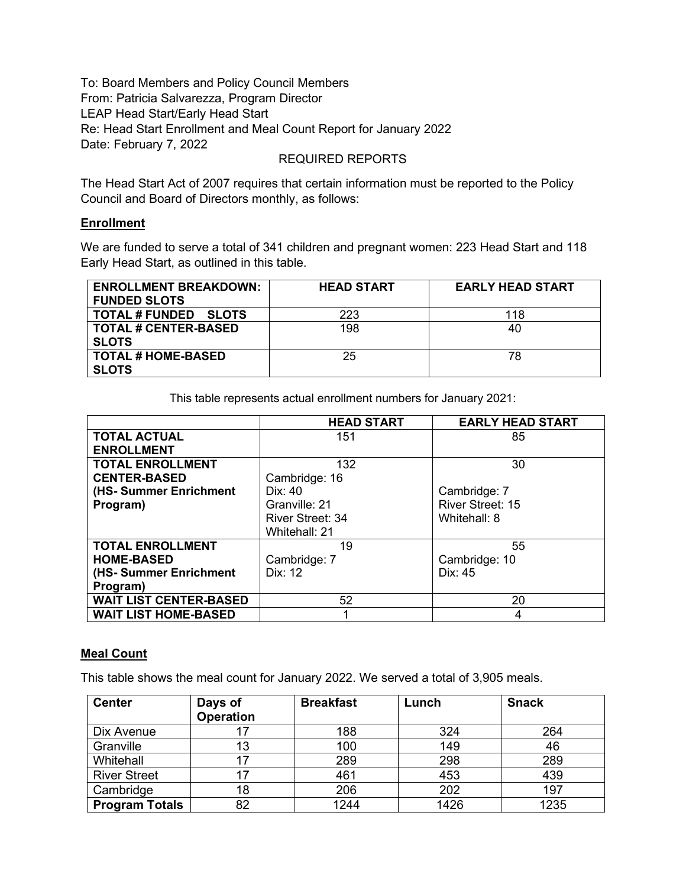To: Board Members and Policy Council Members
From: Patricia Salvarezza, Program Director
LEAP Head Start/Early Head Start
Re: Head Start Enrollment and Meal Count Report for January 2022
Date: February 7, 2022

REQUIRED REPORTS

The Head Start Act of 2007 requires that certain information must be reported to the Policy Council and Board of Directors monthly, as follows:

## Enrollment

We are funded to serve a total of 341 children and pregnant women: 223 Head Start and 118 Early Head Start, as outlined in this table.

| ENROLLMENT BREAKDOWN: FUNDED SLOTS | HEAD START | EARLY HEAD START |
|---|---|---|
| TOTAL # FUNDED SLOTS | 223 | 118 |
| TOTAL # CENTER-BASED SLOTS | 198 | 40 |
| TOTAL # HOME-BASED SLOTS | 25 | 78 |

This table represents actual enrollment numbers for January 2021:

| | HEAD START | EARLY HEAD START |
|---|---|---|
| TOTAL ACTUAL ENROLLMENT | 151 | 85 |
| TOTAL ENROLLMENT CENTER-BASED (HS- Summer Enrichment Program) | 132<br>Cambridge: 16<br>Dix: 40<br>Granville: 21<br>River Street: 34<br>Whitehall: 21 | 30<br>Cambridge: 7<br>River Street: 15<br>Whitehall: 8 |
| TOTAL ENROLLMENT HOME-BASED (HS- Summer Enrichment Program) | 19<br>Cambridge: 7<br>Dix: 12 | 55<br>Cambridge: 10<br>Dix: 45 |
| WAIT LIST CENTER-BASED | 52 | 20 |
| WAIT LIST HOME-BASED | 1 | 4 |

## Meal Count

This table shows the meal count for January 2022. We served a total of 3,905 meals.

| Center | Days of Operation | Breakfast | Lunch | Snack |
|---|---|---|---|---|
| Dix Avenue | 17 | 188 | 324 | 264 |
| Granville | 13 | 100 | 149 | 46 |
| Whitehall | 17 | 289 | 298 | 289 |
| River Street | 17 | 461 | 453 | 439 |
| Cambridge | 18 | 206 | 202 | 197 |
| **Program Totals** | 82 | 1244 | 1426 | 1235 |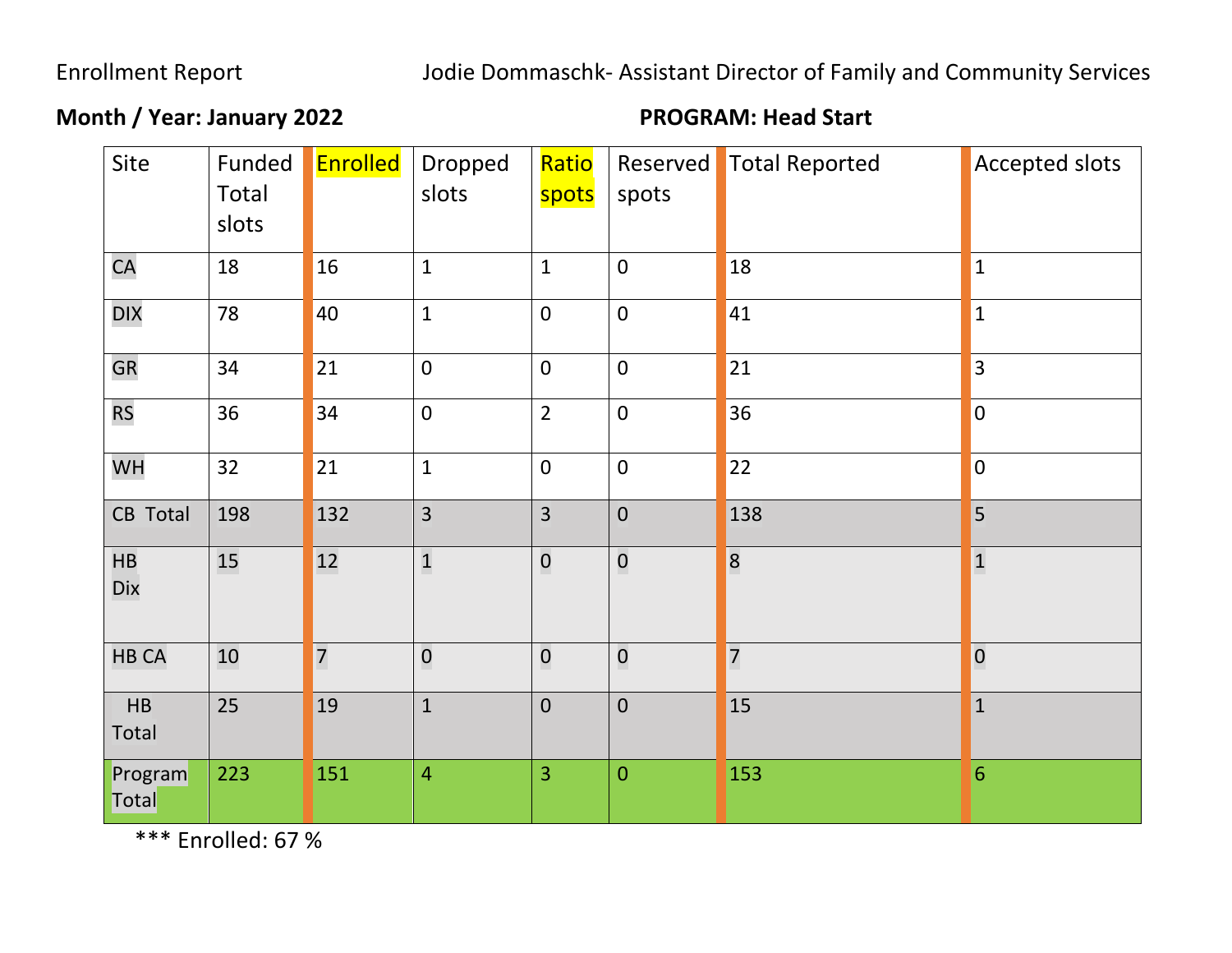Enrollment Report    Jodie Dommaschk- Assistant Director of Family and Community Services

**Month / Year: January 2022**    **PROGRAM: Head Start**

| Site | Funded Total slots | Enrolled | Dropped slots | Ratio spots | Reserved spots | Total Reported | Accepted slots |
|---|---|---|---|---|---|---|---|
| CA | 18 | 16 | 1 | 1 | 0 | 18 | 1 |
| DIX | 78 | 40 | 1 | 0 | 0 | 41 | 1 |
| GR | 34 | 21 | 0 | 0 | 0 | 21 | 3 |
| RS | 36 | 34 | 0 | 2 | 0 | 36 | 0 |
| WH | 32 | 21 | 1 | 0 | 0 | 22 | 0 |
| CB Total | 198 | 132 | 3 | 3 | 0 | 138 | 5 |
| HB Dix | 15 | 12 | 1 | 0 | 0 | 8 | 1 |
| HB CA | 10 | 7 | 0 | 0 | 0 | 7 | 0 |
| HB Total | 25 | 19 | 1 | 0 | 0 | 15 | 1 |
| Program Total | 223 | 151 | 4 | 3 | 0 | 153 | 6 |

*** Enrolled: 67 %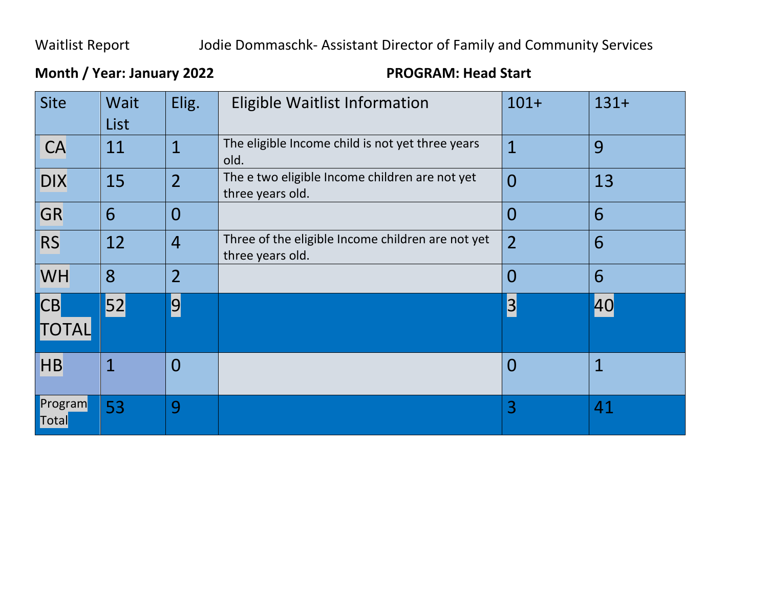Waitlist Report Jodie Dommaschk- Assistant Director of Family and Community Services

**Month / Year: January 2022** **PROGRAM: Head Start**

| Site | Wait List | Elig. | Eligible Waitlist Information | 101+ | 131+ |
|---|---|---|---|---|---|
| CA | 11 | 1 | The eligible Income child is not yet three years old. | 1 | 9 |
| DIX | 15 | 2 | The e two eligible Income children are not yet three years old. | 0 | 13 |
| GR | 6 | 0 | | 0 | 6 |
| RS | 12 | 4 | Three of the eligible Income children are not yet three years old. | 2 | 6 |
| WH | 8 | 2 | | 0 | 6 |
| CB TOTAL | 52 | 9 | | 3 | 40 |
| HB | 1 | 0 | | 0 | 1 |
| Program Total | 53 | 9 | | 3 | 41 |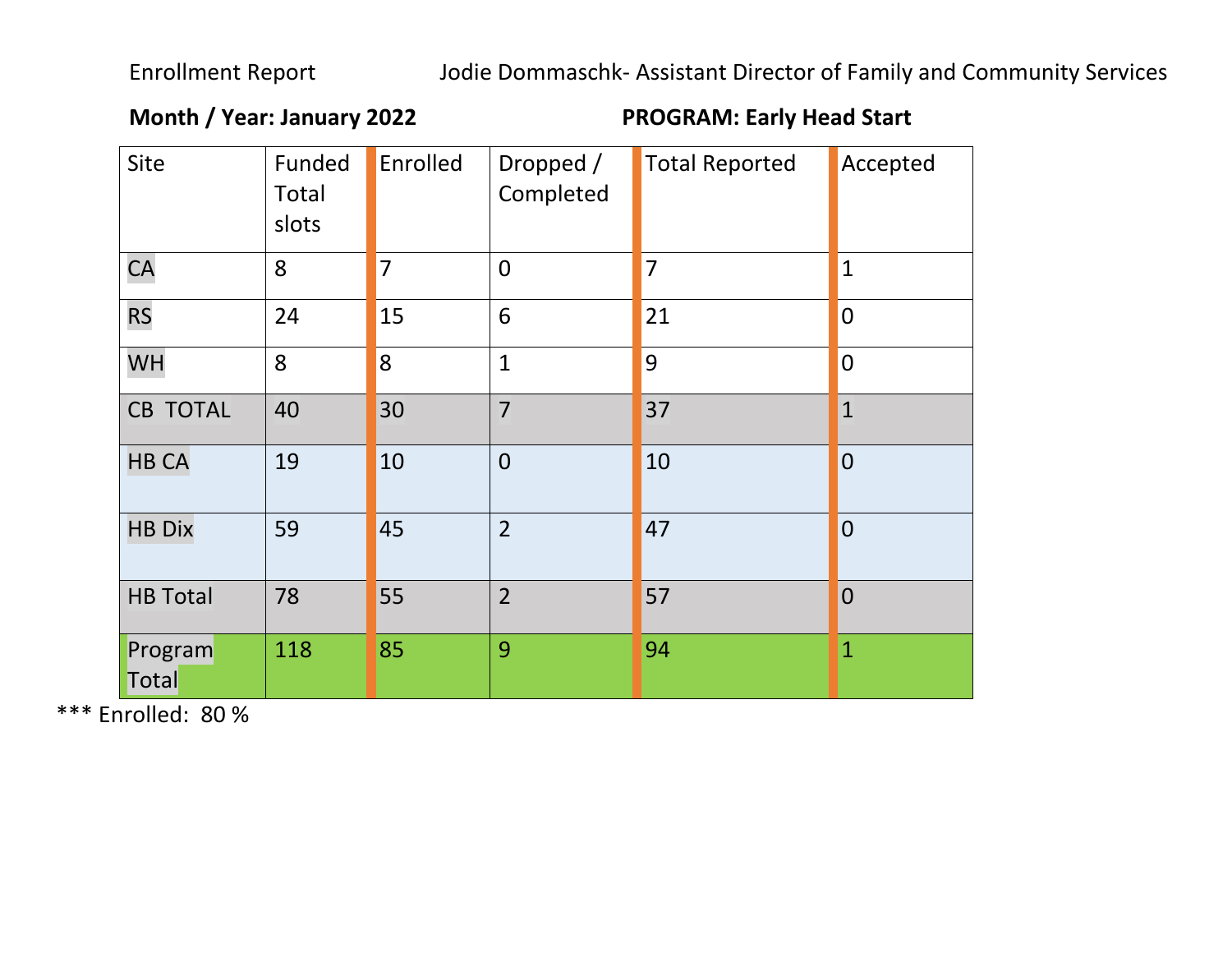Enrollment Report Jodie Dommaschk- Assistant Director of Family and Community Services

**Month / Year: January 2022** **PROGRAM: Early Head Start**

| Site | Funded Total slots | Enrolled | Dropped / Completed | Total Reported | Accepted |
|---|---|---|---|---|---|
| CA | 8 | 7 | 0 | 7 | 1 |
| RS | 24 | 15 | 6 | 21 | 0 |
| WH | 8 | 8 | 1 | 9 | 0 |
| CB TOTAL | 40 | 30 | 7 | 37 | 1 |
| HB CA | 19 | 10 | 0 | 10 | 0 |
| HB Dix | 59 | 45 | 2 | 47 | 0 |
| HB Total | 78 | 55 | 2 | 57 | 0 |
| Program Total | 118 | 85 | 9 | 94 | 1 |

*** Enrolled: 80 %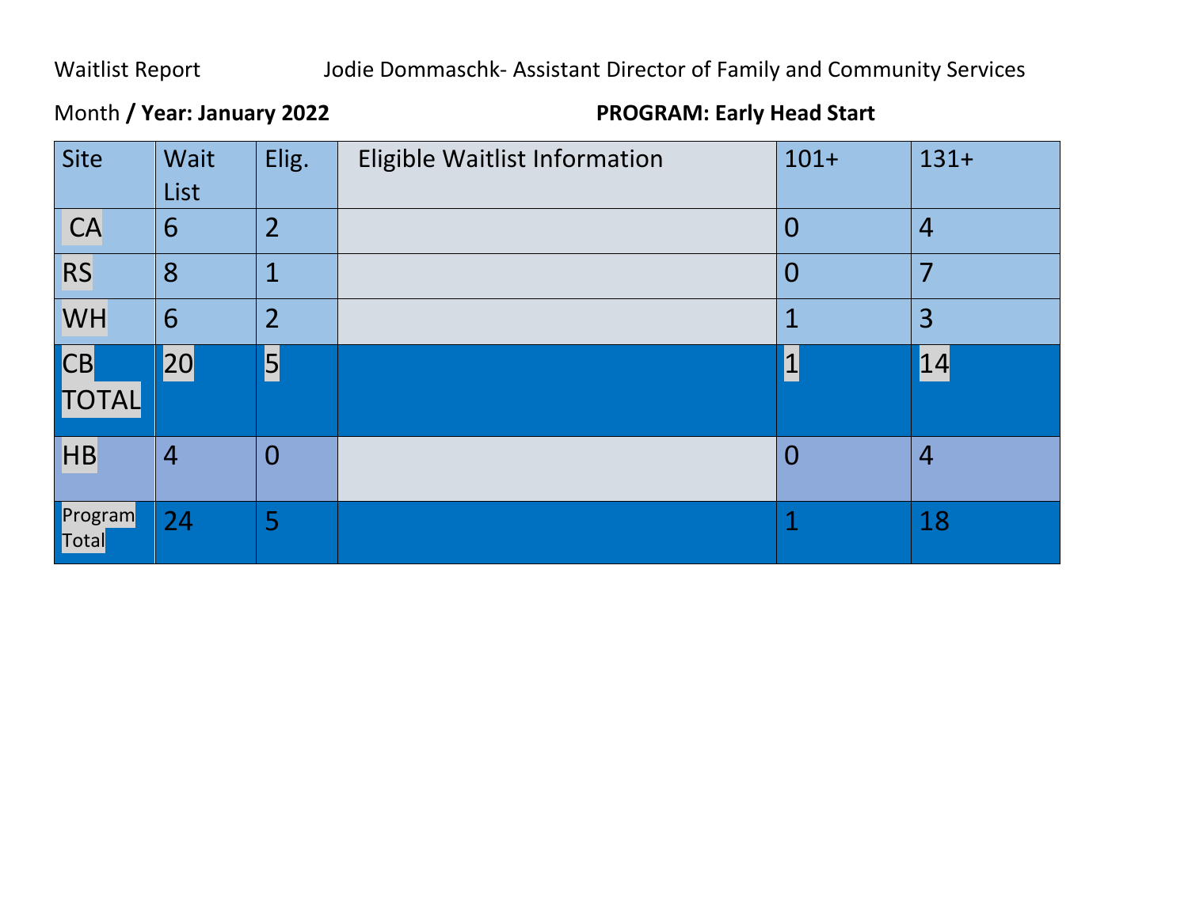Waitlist Report Jodie Dommaschk- Assistant Director of Family and Community Services

Month **/ Year: January 2022** **PROGRAM: Early Head Start**

| Site | Wait List | Elig. | Eligible Waitlist Information | 101+ | 131+ |
|---|---|---|---|---|---|
| CA | 6 | 2 | | 0 | 4 |
| RS | 8 | 1 | | 0 | 7 |
| WH | 6 | 2 | | 1 | 3 |
| CB TOTAL | 20 | 5 | | 1 | 14 |
| HB | 4 | 0 | | 0 | 4 |
| Program Total | 24 | 5 | | 1 | 18 |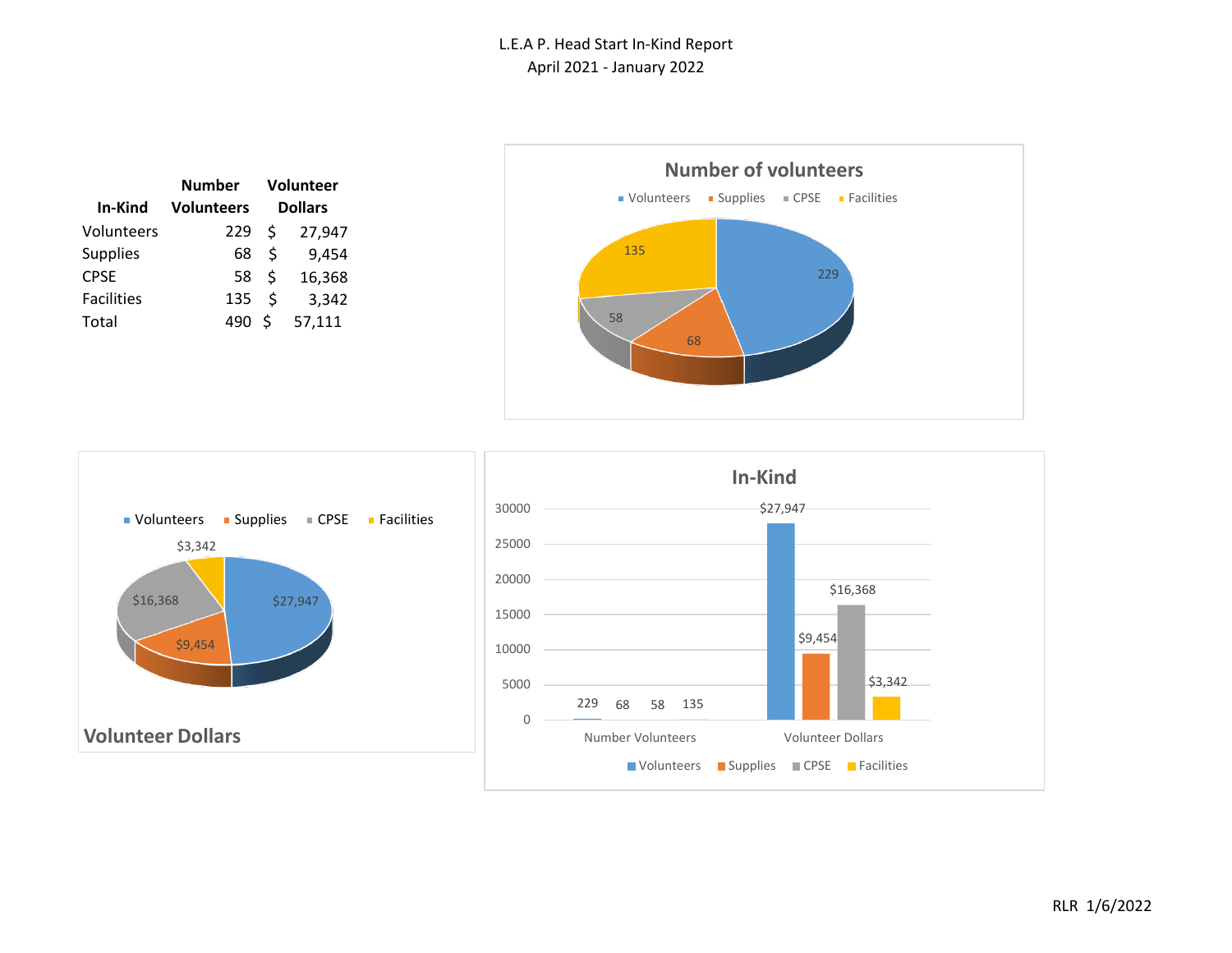# L.E.A P. Head Start In-Kind Report
April 2021 - January 2022

| In-Kind | Number Volunteers | Volunteer Dollars |
|---|---|---|
| Volunteers | 229 | $ 27,947 |
| Supplies | 68 | $ 9,454 |
| CPSE | 58 | $ 16,368 |
| Facilities | 135 | $ 3,342 |
| Total | 490 | $ 57,111 |

**Number of volunteers**

Volunteers: 229; Supplies: 68; CPSE: 58; Facilities: 135

**Volunteer Dollars**

Volunteers: $27,947; Supplies: $9,454; CPSE: $16,368; Facilities: $3,342

**In-Kind**

| | Volunteers | Supplies | CPSE | Facilities |
|---|---|---|---|---|
| Number Volunteers | 229 | 68 | 58 | 135 |
| Volunteer Dollars | $27,947 | $9,454 | $16,368 | $3,342 |

RLR 1/6/2022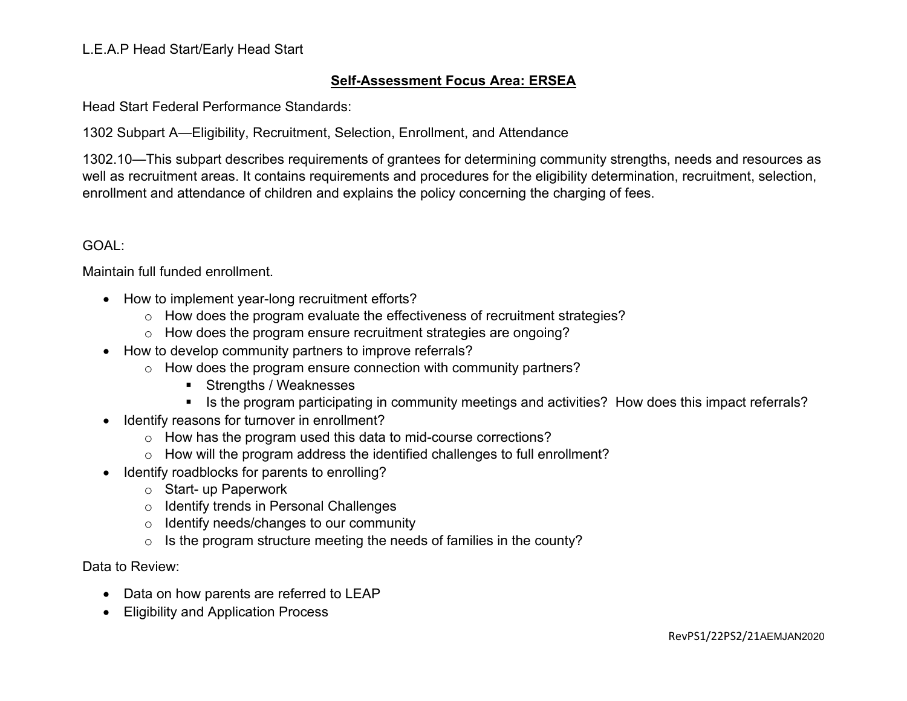L.E.A.P Head Start/Early Head Start

## Self-Assessment Focus Area: ERSEA

Head Start Federal Performance Standards:

1302 Subpart A—Eligibility, Recruitment, Selection, Enrollment, and Attendance

1302.10—This subpart describes requirements of grantees for determining community strengths, needs and resources as well as recruitment areas. It contains requirements and procedures for the eligibility determination, recruitment, selection, enrollment and attendance of children and explains the policy concerning the charging of fees.

GOAL:

Maintain full funded enrollment.

- How to implement year-long recruitment efforts?
  - How does the program evaluate the effectiveness of recruitment strategies?
  - How does the program ensure recruitment strategies are ongoing?
- How to develop community partners to improve referrals?
  - How does the program ensure connection with community partners?
    - Strengths / Weaknesses
    - Is the program participating in community meetings and activities? How does this impact referrals?
- Identify reasons for turnover in enrollment?
  - How has the program used this data to mid-course corrections?
  - How will the program address the identified challenges to full enrollment?
- Identify roadblocks for parents to enrolling?
  - Start- up Paperwork
  - Identify trends in Personal Challenges
  - Identify needs/changes to our community
  - Is the program structure meeting the needs of families in the county?

Data to Review:

- Data on how parents are referred to LEAP
- Eligibility and Application Process

RevPS1/22PS2/21AEMJAN2020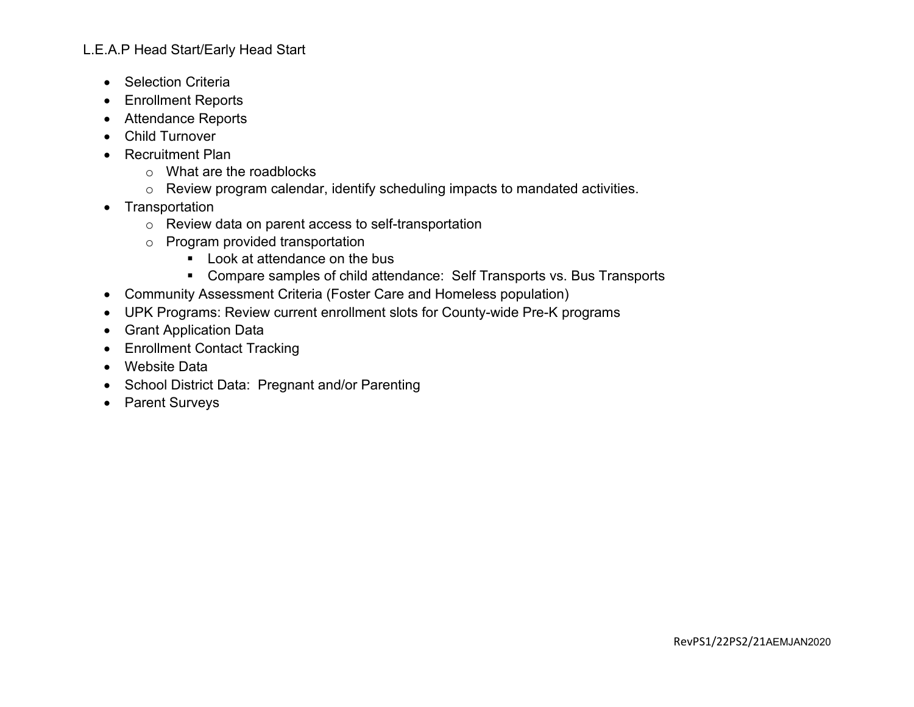L.E.A.P Head Start/Early Head Start

- Selection Criteria
- Enrollment Reports
- Attendance Reports
- Child Turnover
- Recruitment Plan
  - What are the roadblocks
  - Review program calendar, identify scheduling impacts to mandated activities.
- Transportation
  - Review data on parent access to self-transportation
  - Program provided transportation
    - Look at attendance on the bus
    - Compare samples of child attendance: Self Transports vs. Bus Transports
- Community Assessment Criteria (Foster Care and Homeless population)
- UPK Programs: Review current enrollment slots for County-wide Pre-K programs
- Grant Application Data
- Enrollment Contact Tracking
- Website Data
- School District Data: Pregnant and/or Parenting
- Parent Surveys

RevPS1/22PS2/21AEMJAN2020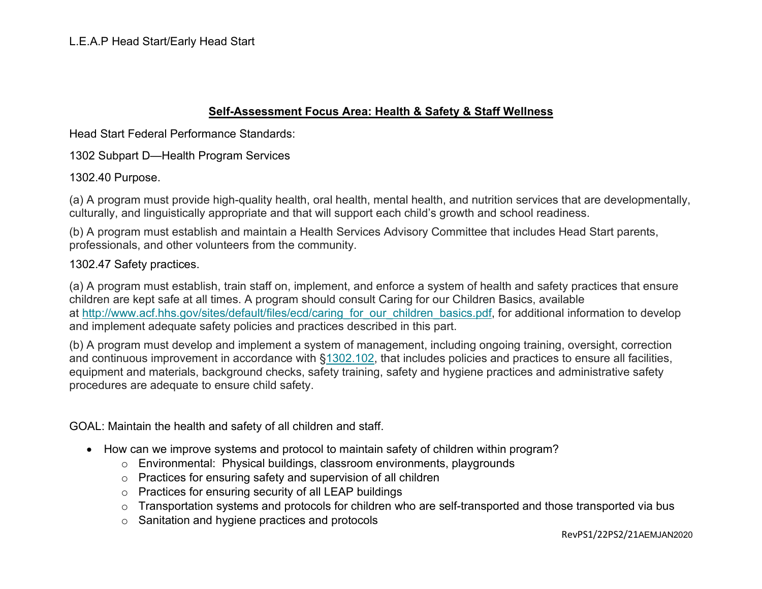## Self-Assessment Focus Area: Health & Safety & Staff Wellness

Head Start Federal Performance Standards:

1302 Subpart D—Health Program Services

1302.40 Purpose.

(a) A program must provide high-quality health, oral health, mental health, and nutrition services that are developmentally, culturally, and linguistically appropriate and that will support each child's growth and school readiness.

(b) A program must establish and maintain a Health Services Advisory Committee that includes Head Start parents, professionals, and other volunteers from the community.

1302.47 Safety practices.

(a) A program must establish, train staff on, implement, and enforce a system of health and safety practices that ensure children are kept safe at all times. A program should consult Caring for our Children Basics, available at http://www.acf.hhs.gov/sites/default/files/ecd/caring_for_our_children_basics.pdf, for additional information to develop and implement adequate safety policies and practices described in this part.

(b) A program must develop and implement a system of management, including ongoing training, oversight, correction and continuous improvement in accordance with §1302.102, that includes policies and practices to ensure all facilities, equipment and materials, background checks, safety training, safety and hygiene practices and administrative safety procedures are adequate to ensure child safety.

GOAL: Maintain the health and safety of all children and staff.

- How can we improve systems and protocol to maintain safety of children within program?
  - Environmental: Physical buildings, classroom environments, playgrounds
  - Practices for ensuring safety and supervision of all children
  - Practices for ensuring security of all LEAP buildings
  - Transportation systems and protocols for children who are self-transported and those transported via bus
  - Sanitation and hygiene practices and protocols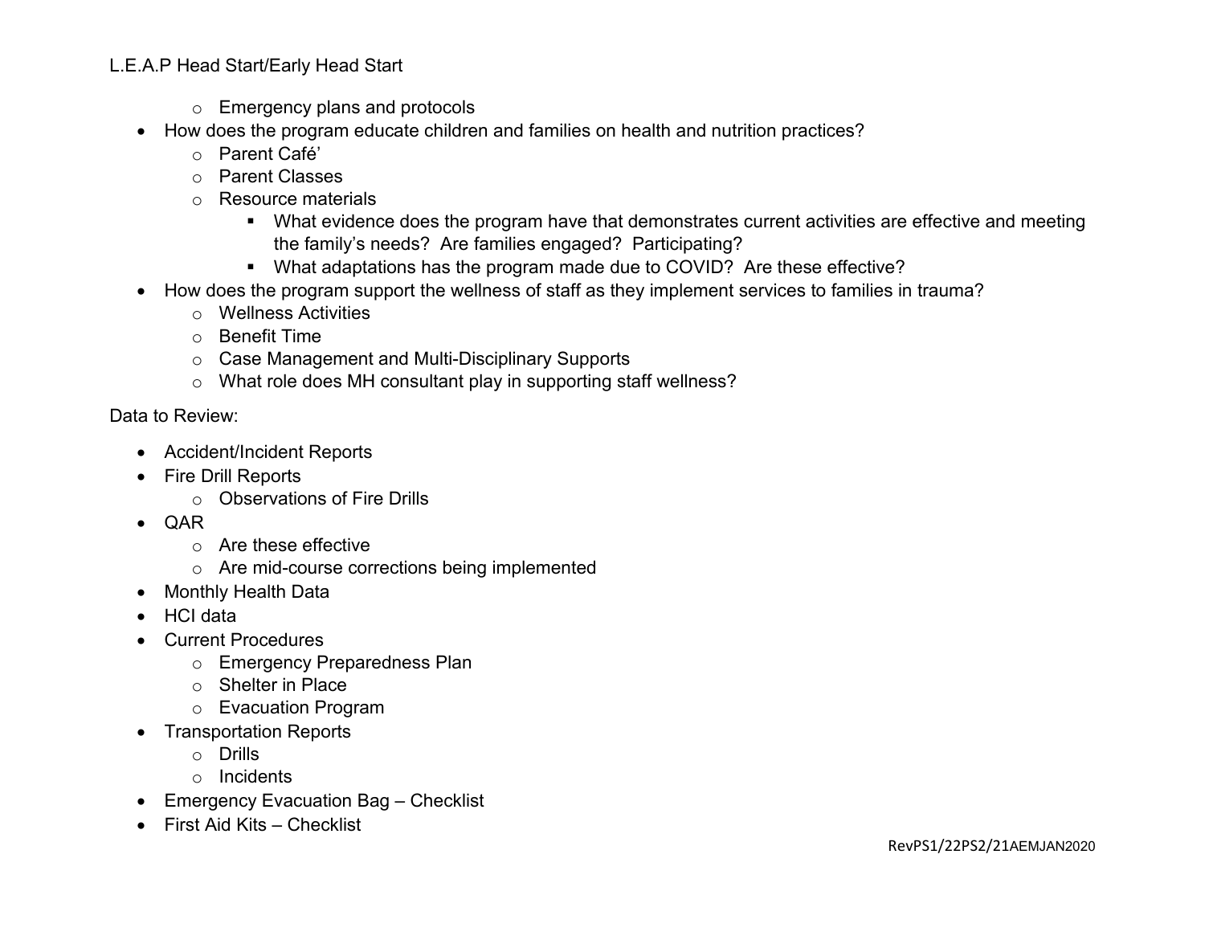- Emergency plans and protocols
- How does the program educate children and families on health and nutrition practices?
  - Parent Café'
  - Parent Classes
  - Resource materials
    - What evidence does the program have that demonstrates current activities are effective and meeting the family's needs? Are families engaged? Participating?
    - What adaptations has the program made due to COVID? Are these effective?
- How does the program support the wellness of staff as they implement services to families in trauma?
  - Wellness Activities
  - Benefit Time
  - Case Management and Multi-Disciplinary Supports
  - What role does MH consultant play in supporting staff wellness?

Data to Review:

- Accident/Incident Reports
- Fire Drill Reports
  - Observations of Fire Drills
- QAR
  - Are these effective
  - Are mid-course corrections being implemented
- Monthly Health Data
- HCI data
- Current Procedures
  - Emergency Preparedness Plan
  - Shelter in Place
  - Evacuation Program
- Transportation Reports
  - Drills
  - Incidents
- Emergency Evacuation Bag – Checklist
- First Aid Kits – Checklist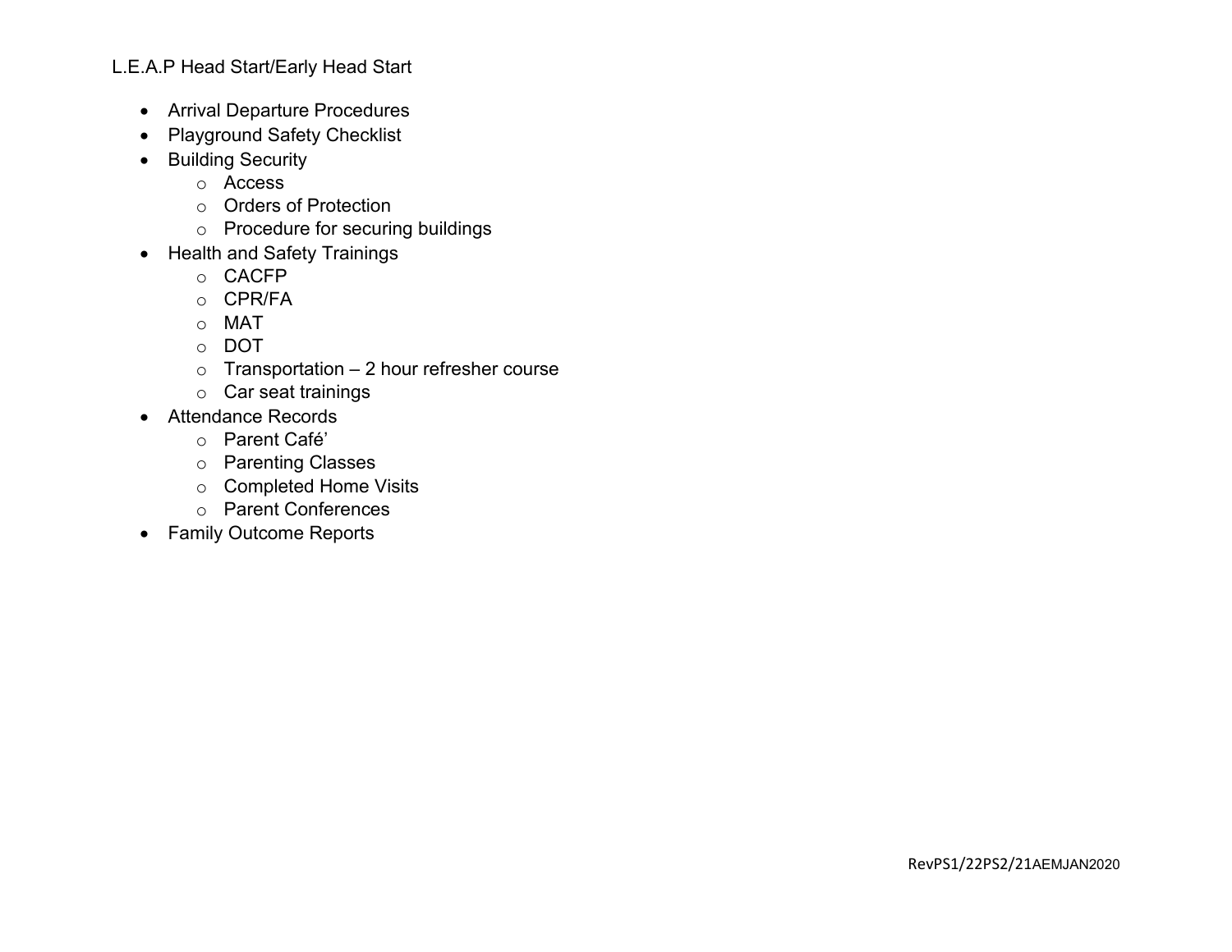L.E.A.P Head Start/Early Head Start

- Arrival Departure Procedures
- Playground Safety Checklist
- Building Security
  - Access
  - Orders of Protection
  - Procedure for securing buildings
- Health and Safety Trainings
  - CACFP
  - CPR/FA
  - MAT
  - DOT
  - Transportation – 2 hour refresher course
  - Car seat trainings
- Attendance Records
  - Parent Café'
  - Parenting Classes
  - Completed Home Visits
  - Parent Conferences
- Family Outcome Reports

RevPS1/22PS2/21AEMJAN2020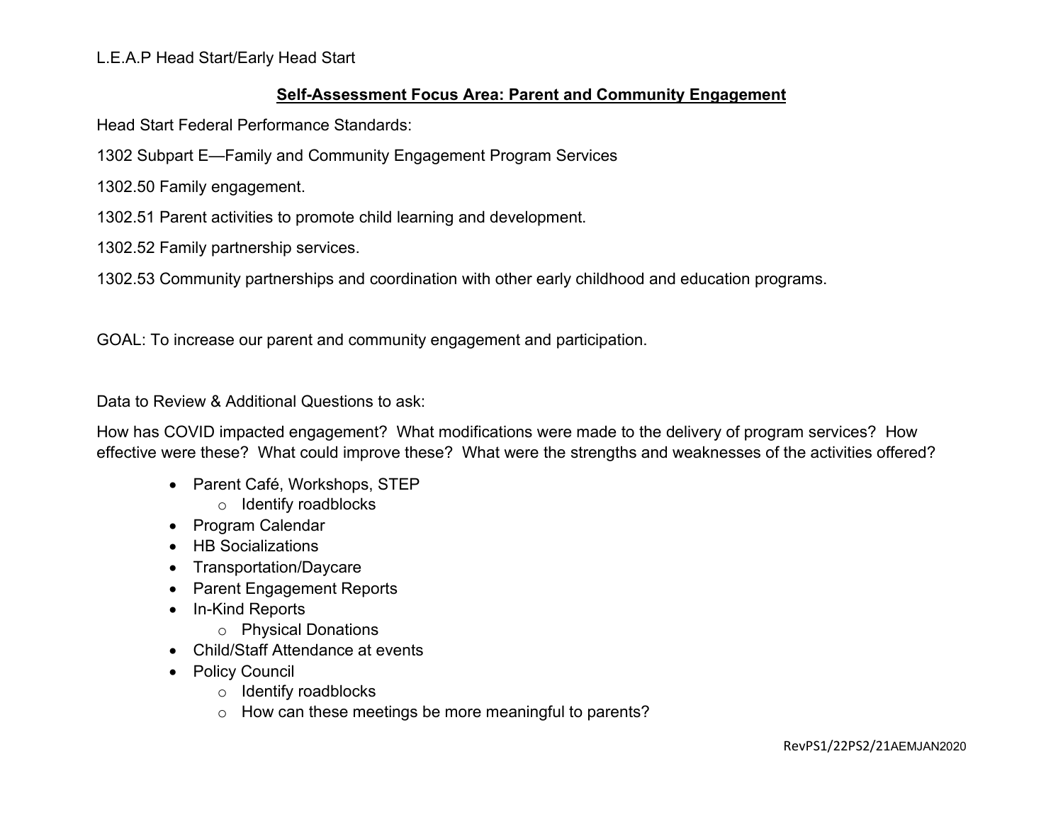L.E.A.P Head Start/Early Head Start

## Self-Assessment Focus Area: Parent and Community Engagement

Head Start Federal Performance Standards:

1302 Subpart E—Family and Community Engagement Program Services

1302.50 Family engagement.

1302.51 Parent activities to promote child learning and development.

1302.52 Family partnership services.

1302.53 Community partnerships and coordination with other early childhood and education programs.

GOAL: To increase our parent and community engagement and participation.

Data to Review & Additional Questions to ask:

How has COVID impacted engagement? What modifications were made to the delivery of program services? How effective were these? What could improve these? What were the strengths and weaknesses of the activities offered?

- Parent Café, Workshops, STEP
  - Identify roadblocks
- Program Calendar
- HB Socializations
- Transportation/Daycare
- Parent Engagement Reports
- In-Kind Reports
  - Physical Donations
- Child/Staff Attendance at events
- Policy Council
  - Identify roadblocks
  - How can these meetings be more meaningful to parents?

RevPS1/22PS2/21AEMJAN2020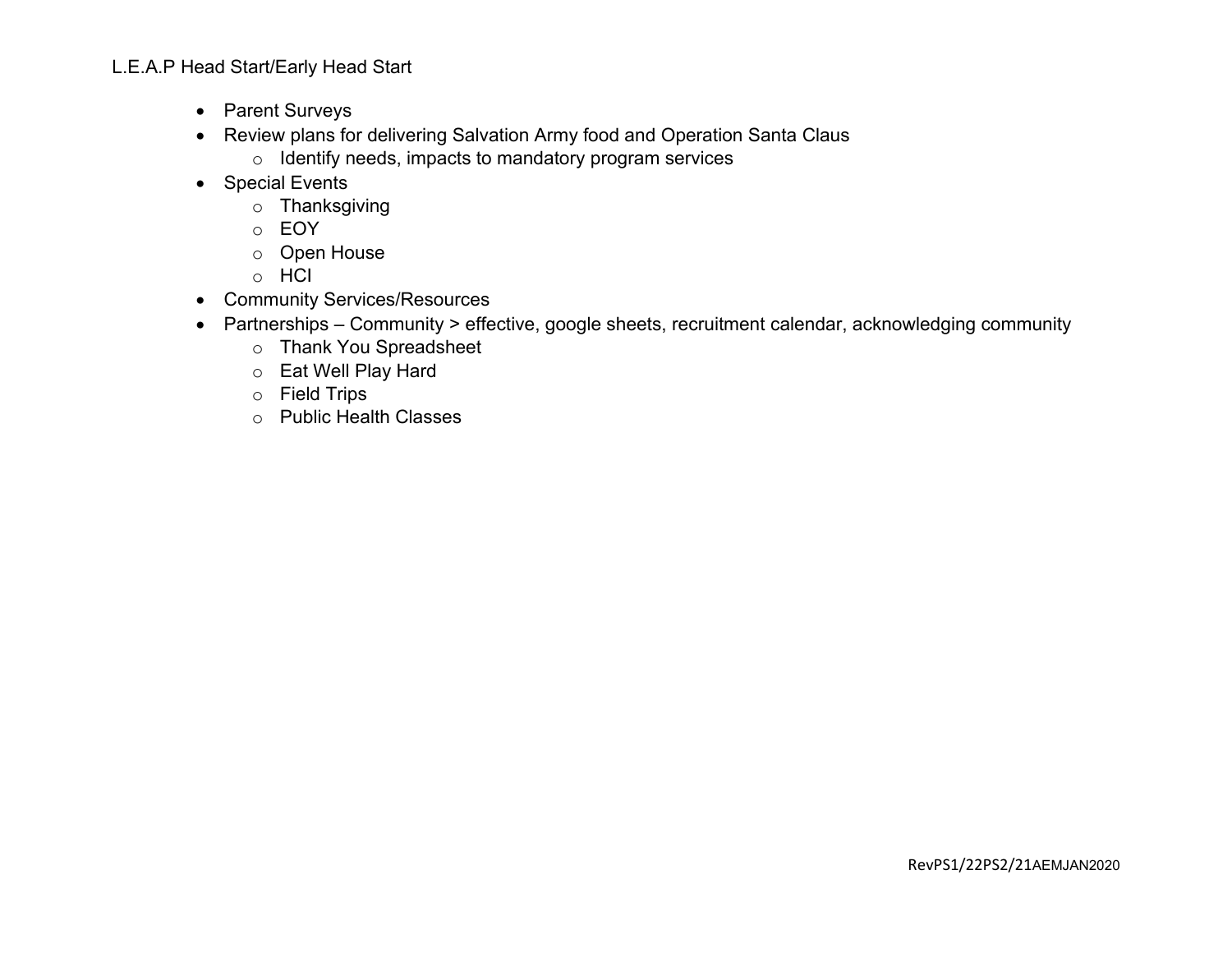L.E.A.P Head Start/Early Head Start

- Parent Surveys
- Review plans for delivering Salvation Army food and Operation Santa Claus
  - Identify needs, impacts to mandatory program services
- Special Events
  - Thanksgiving
  - EOY
  - Open House
  - HCI
- Community Services/Resources
- Partnerships – Community > effective, google sheets, recruitment calendar, acknowledging community
  - Thank You Spreadsheet
  - Eat Well Play Hard
  - Field Trips
  - Public Health Classes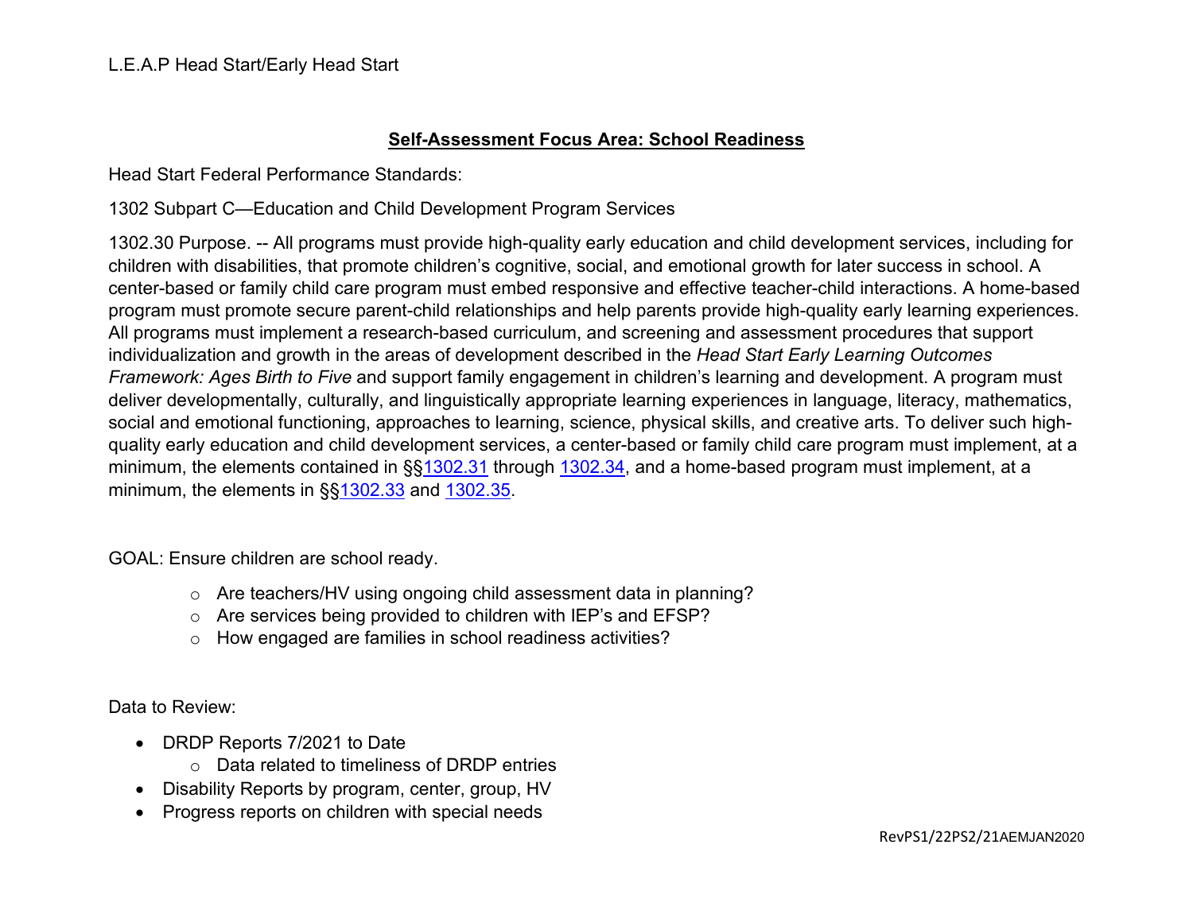## Self-Assessment Focus Area: School Readiness

Head Start Federal Performance Standards:

1302 Subpart C—Education and Child Development Program Services

1302.30 Purpose. -- All programs must provide high-quality early education and child development services, including for children with disabilities, that promote children's cognitive, social, and emotional growth for later success in school. A center-based or family child care program must embed responsive and effective teacher-child interactions. A home-based program must promote secure parent-child relationships and help parents provide high-quality early learning experiences. All programs must implement a research-based curriculum, and screening and assessment procedures that support individualization and growth in the areas of development described in the *Head Start Early Learning Outcomes Framework: Ages Birth to Five* and support family engagement in children's learning and development. A program must deliver developmentally, culturally, and linguistically appropriate learning experiences in language, literacy, mathematics, social and emotional functioning, approaches to learning, science, physical skills, and creative arts. To deliver such high-quality early education and child development services, a center-based or family child care program must implement, at a minimum, the elements contained in §§1302.31 through 1302.34, and a home-based program must implement, at a minimum, the elements in §§1302.33 and 1302.35.

GOAL: Ensure children are school ready.

- Are teachers/HV using ongoing child assessment data in planning?
- Are services being provided to children with IEP's and EFSP?
- How engaged are families in school readiness activities?

Data to Review:

- DRDP Reports 7/2021 to Date
  - Data related to timeliness of DRDP entries
- Disability Reports by program, center, group, HV
- Progress reports on children with special needs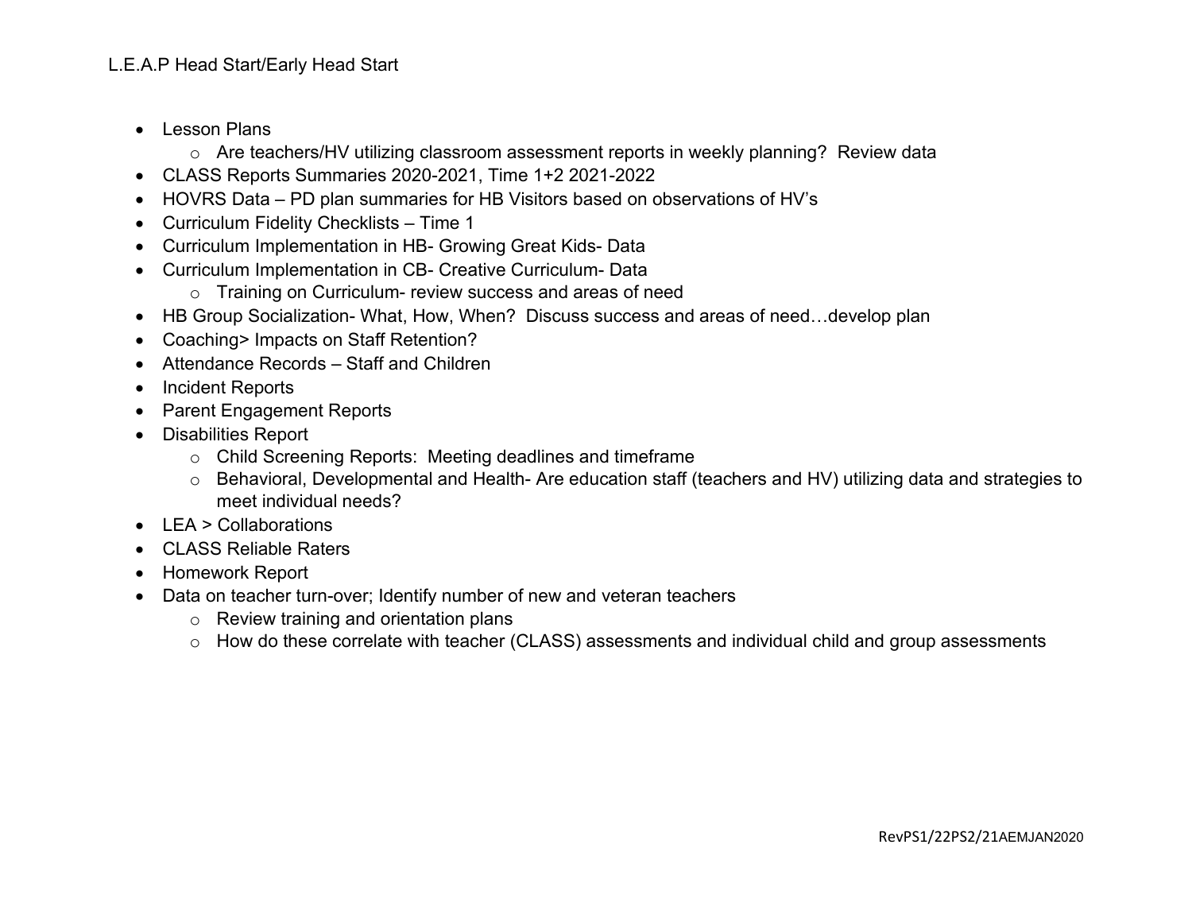L.E.A.P Head Start/Early Head Start

- Lesson Plans
  - Are teachers/HV utilizing classroom assessment reports in weekly planning? Review data
- CLASS Reports Summaries 2020-2021, Time 1+2 2021-2022
- HOVRS Data – PD plan summaries for HB Visitors based on observations of HV's
- Curriculum Fidelity Checklists – Time 1
- Curriculum Implementation in HB- Growing Great Kids- Data
- Curriculum Implementation in CB- Creative Curriculum- Data
  - Training on Curriculum- review success and areas of need
- HB Group Socialization- What, How, When? Discuss success and areas of need…develop plan
- Coaching> Impacts on Staff Retention?
- Attendance Records – Staff and Children
- Incident Reports
- Parent Engagement Reports
- Disabilities Report
  - Child Screening Reports: Meeting deadlines and timeframe
  - Behavioral, Developmental and Health- Are education staff (teachers and HV) utilizing data and strategies to meet individual needs?
- LEA > Collaborations
- CLASS Reliable Raters
- Homework Report
- Data on teacher turn-over; Identify number of new and veteran teachers
  - Review training and orientation plans
  - How do these correlate with teacher (CLASS) assessments and individual child and group assessments

RevPS1/22PS2/21AEMJAN2020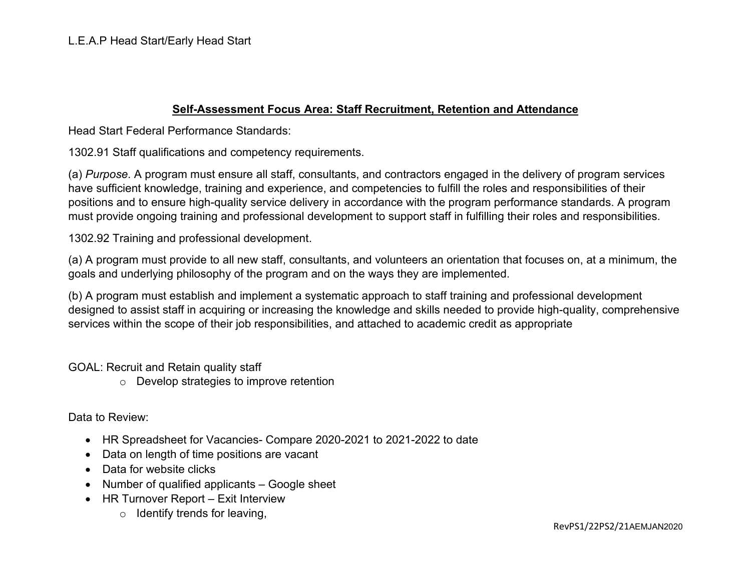L.E.A.P Head Start/Early Head Start

## Self-Assessment Focus Area: Staff Recruitment, Retention and Attendance

Head Start Federal Performance Standards:

1302.91 Staff qualifications and competency requirements.

(a) *Purpose*. A program must ensure all staff, consultants, and contractors engaged in the delivery of program services have sufficient knowledge, training and experience, and competencies to fulfill the roles and responsibilities of their positions and to ensure high-quality service delivery in accordance with the program performance standards. A program must provide ongoing training and professional development to support staff in fulfilling their roles and responsibilities.

1302.92 Training and professional development.

(a) A program must provide to all new staff, consultants, and volunteers an orientation that focuses on, at a minimum, the goals and underlying philosophy of the program and on the ways they are implemented.

(b) A program must establish and implement a systematic approach to staff training and professional development designed to assist staff in acquiring or increasing the knowledge and skills needed to provide high-quality, comprehensive services within the scope of their job responsibilities, and attached to academic credit as appropriate

GOAL: Recruit and Retain quality staff

- Develop strategies to improve retention

Data to Review:

- HR Spreadsheet for Vacancies- Compare 2020-2021 to 2021-2022 to date
- Data on length of time positions are vacant
- Data for website clicks
- Number of qualified applicants – Google sheet
- HR Turnover Report – Exit Interview
  - Identify trends for leaving,

RevPS1/22PS2/21AEMJAN2020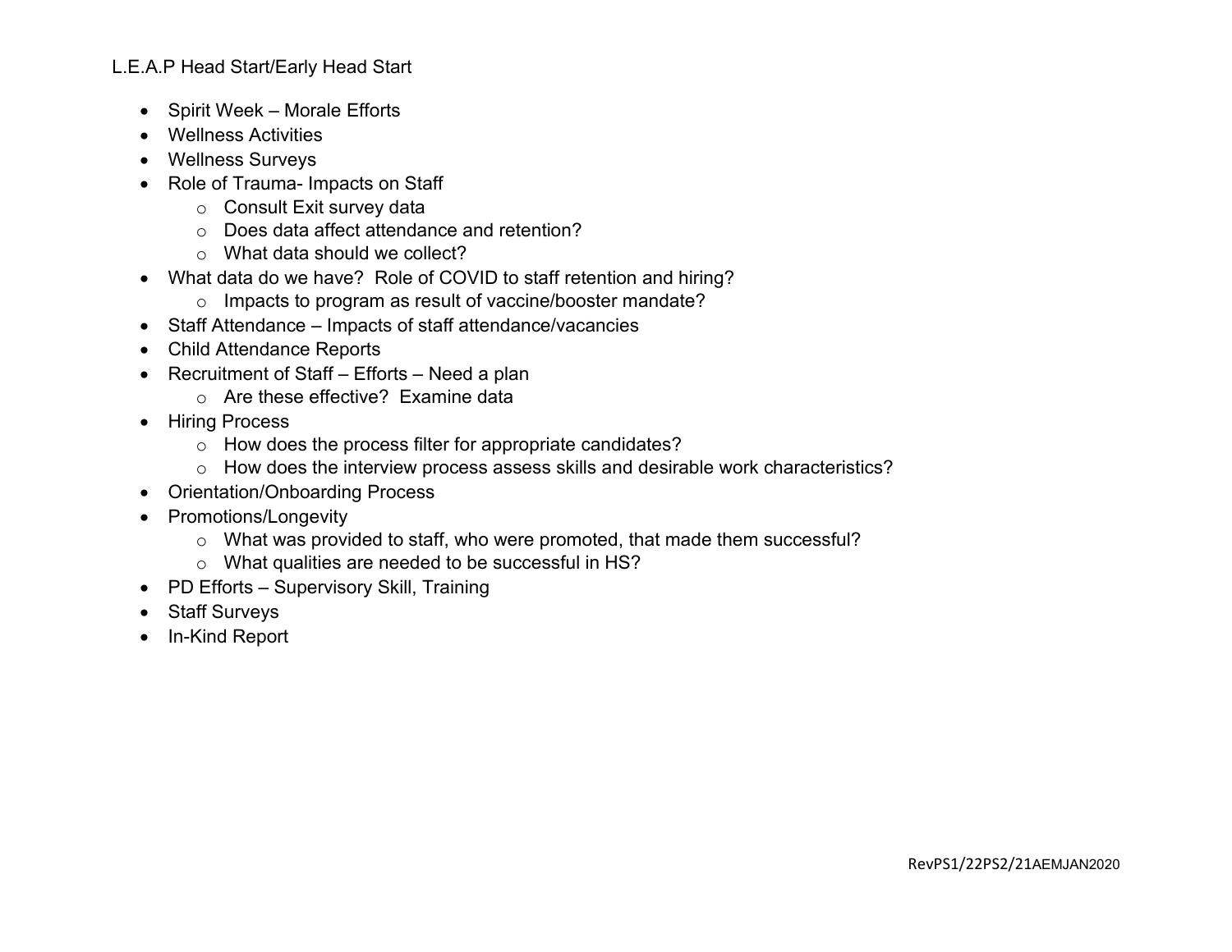L.E.A.P Head Start/Early Head Start

- Spirit Week – Morale Efforts
- Wellness Activities
- Wellness Surveys
- Role of Trauma- Impacts on Staff
  - Consult Exit survey data
  - Does data affect attendance and retention?
  - What data should we collect?
- What data do we have? Role of COVID to staff retention and hiring?
  - Impacts to program as result of vaccine/booster mandate?
- Staff Attendance – Impacts of staff attendance/vacancies
- Child Attendance Reports
- Recruitment of Staff – Efforts – Need a plan
  - Are these effective? Examine data
- Hiring Process
  - How does the process filter for appropriate candidates?
  - How does the interview process assess skills and desirable work characteristics?
- Orientation/Onboarding Process
- Promotions/Longevity
  - What was provided to staff, who were promoted, that made them successful?
  - What qualities are needed to be successful in HS?
- PD Efforts – Supervisory Skill, Training
- Staff Surveys
- In-Kind Report

RevPS1/22PS2/21AEMJAN2020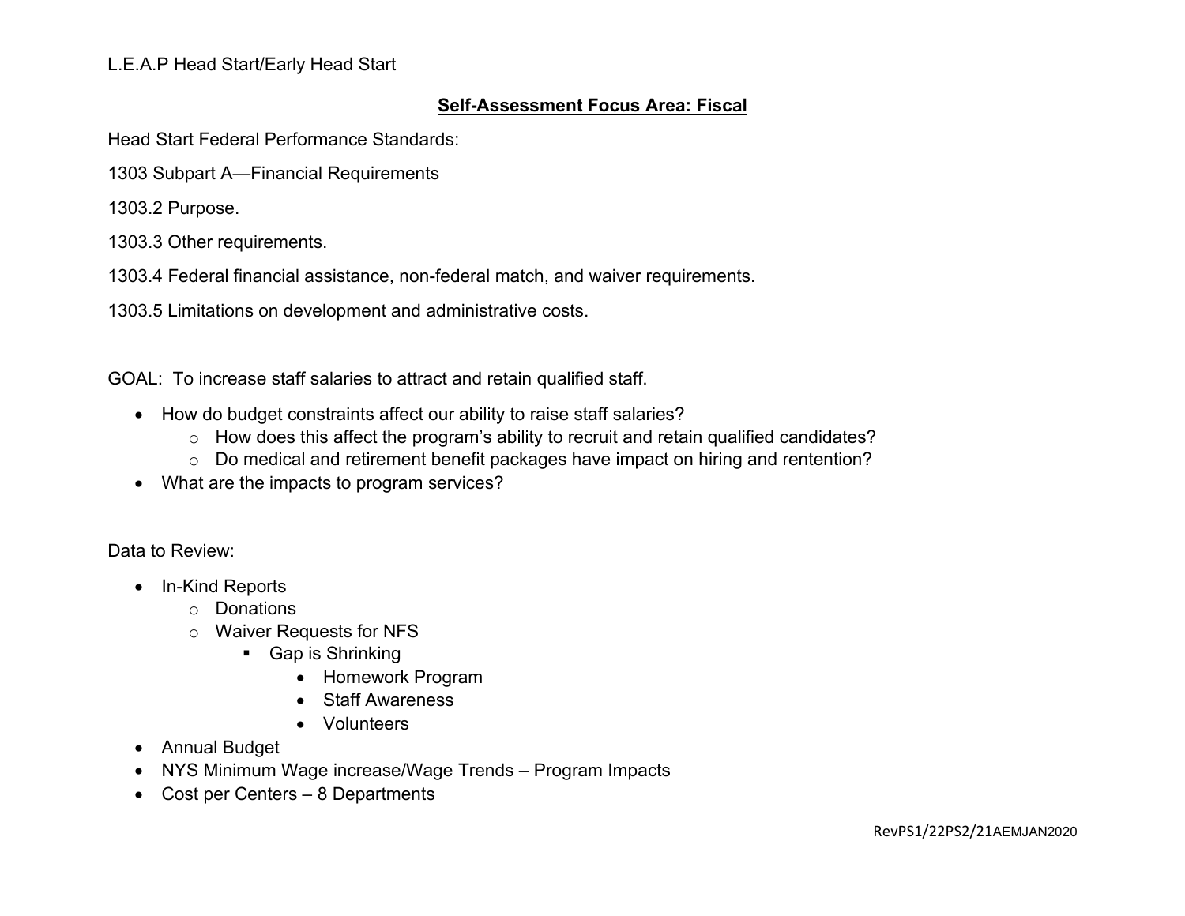L.E.A.P Head Start/Early Head Start

## Self-Assessment Focus Area: Fiscal

Head Start Federal Performance Standards:

1303 Subpart A—Financial Requirements

1303.2 Purpose.

1303.3 Other requirements.

1303.4 Federal financial assistance, non-federal match, and waiver requirements.

1303.5 Limitations on development and administrative costs.

GOAL: To increase staff salaries to attract and retain qualified staff.

- How do budget constraints affect our ability to raise staff salaries?
  - How does this affect the program's ability to recruit and retain qualified candidates?
  - Do medical and retirement benefit packages have impact on hiring and rentention?
- What are the impacts to program services?

Data to Review:

- In-Kind Reports
  - Donations
  - Waiver Requests for NFS
    - Gap is Shrinking
      - Homework Program
      - Staff Awareness
      - Volunteers
- Annual Budget
- NYS Minimum Wage increase/Wage Trends – Program Impacts
- Cost per Centers – 8 Departments

RevPS1/22PS2/21AEMJAN2020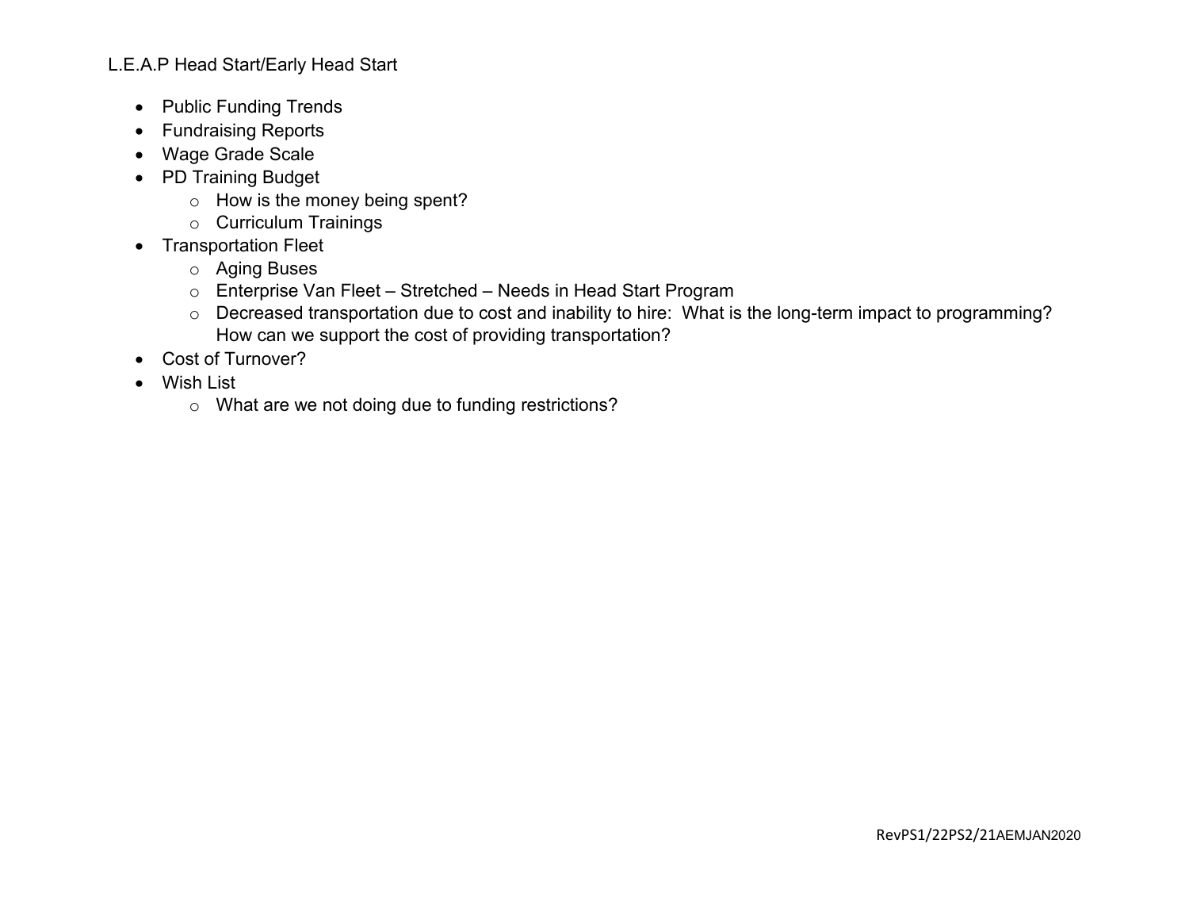L.E.A.P Head Start/Early Head Start

- Public Funding Trends
- Fundraising Reports
- Wage Grade Scale
- PD Training Budget
  - How is the money being spent?
  - Curriculum Trainings
- Transportation Fleet
  - Aging Buses
  - Enterprise Van Fleet – Stretched – Needs in Head Start Program
  - Decreased transportation due to cost and inability to hire: What is the long-term impact to programming? How can we support the cost of providing transportation?
- Cost of Turnover?
- Wish List
  - What are we not doing due to funding restrictions?

RevPS1/22PS2/21AEMJAN2020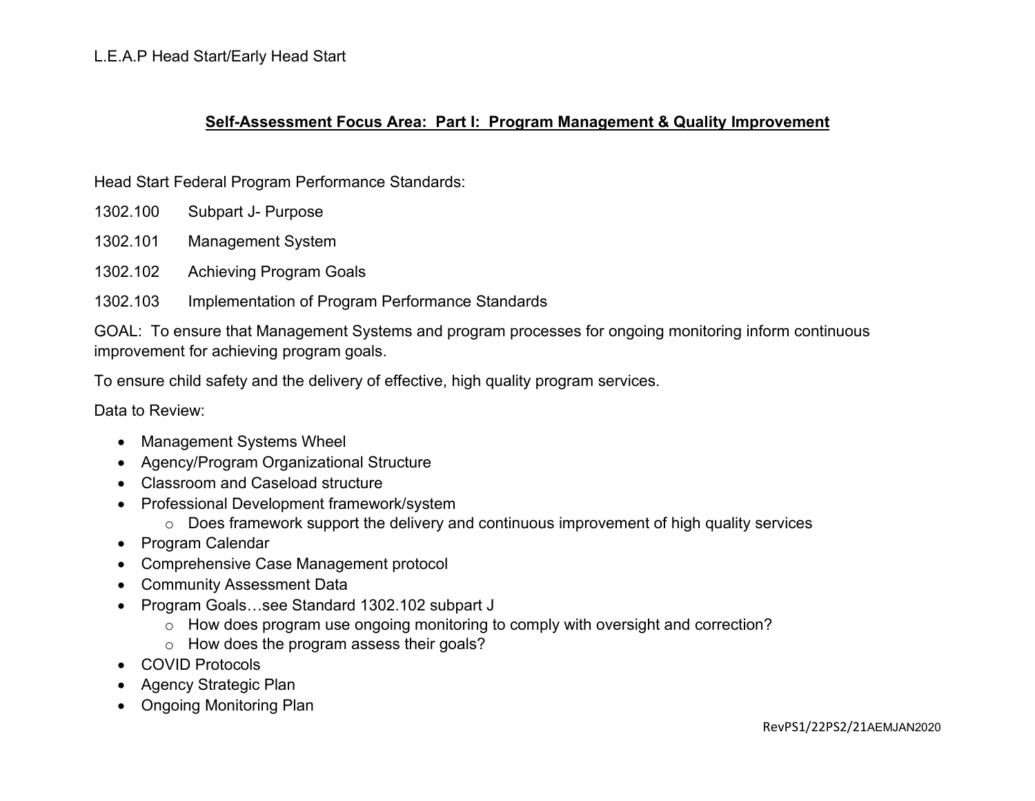L.E.A.P Head Start/Early Head Start

## Self-Assessment Focus Area: Part I: Program Management & Quality Improvement

Head Start Federal Program Performance Standards:

1302.100 Subpart J- Purpose

1302.101 Management System

1302.102 Achieving Program Goals

1302.103 Implementation of Program Performance Standards

GOAL: To ensure that Management Systems and program processes for ongoing monitoring inform continuous improvement for achieving program goals.

To ensure child safety and the delivery of effective, high quality program services.

Data to Review:

- Management Systems Wheel
- Agency/Program Organizational Structure
- Classroom and Caseload structure
- Professional Development framework/system
  - Does framework support the delivery and continuous improvement of high quality services
- Program Calendar
- Comprehensive Case Management protocol
- Community Assessment Data
- Program Goals…see Standard 1302.102 subpart J
  - How does program use ongoing monitoring to comply with oversight and correction?
  - How does the program assess their goals?
- COVID Protocols
- Agency Strategic Plan
- Ongoing Monitoring Plan

RevPS1/22PS2/21AEMJAN2020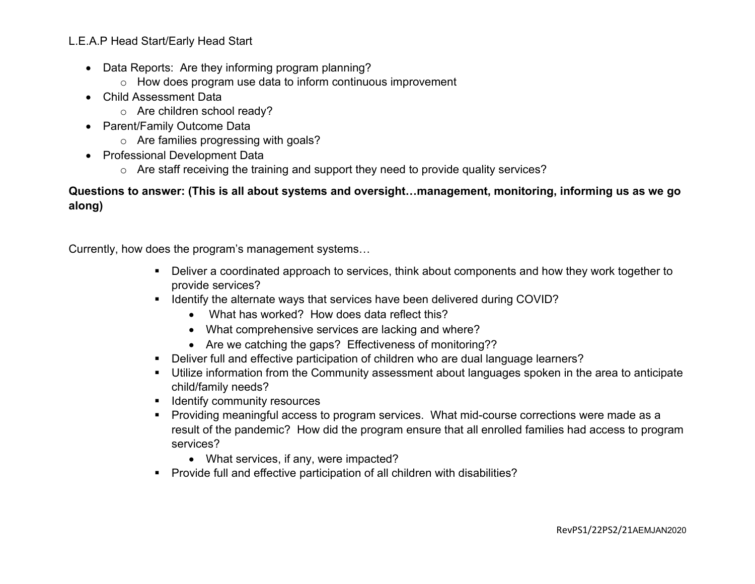L.E.A.P Head Start/Early Head Start

- Data Reports: Are they informing program planning?
  - How does program use data to inform continuous improvement
- Child Assessment Data
  - Are children school ready?
- Parent/Family Outcome Data
  - Are families progressing with goals?
- Professional Development Data
  - Are staff receiving the training and support they need to provide quality services?

**Questions to answer: (This is all about systems and oversight…management, monitoring, informing us as we go along)**

Currently, how does the program's management systems…

- Deliver a coordinated approach to services, think about components and how they work together to provide services?
- Identify the alternate ways that services have been delivered during COVID?
  - What has worked? How does data reflect this?
  - What comprehensive services are lacking and where?
  - Are we catching the gaps? Effectiveness of monitoring??
- Deliver full and effective participation of children who are dual language learners?
- Utilize information from the Community assessment about languages spoken in the area to anticipate child/family needs?
- Identify community resources
- Providing meaningful access to program services. What mid-course corrections were made as a result of the pandemic? How did the program ensure that all enrolled families had access to program services?
  - What services, if any, were impacted?
- Provide full and effective participation of all children with disabilities?

RevPS1/22PS2/21AEMJAN2020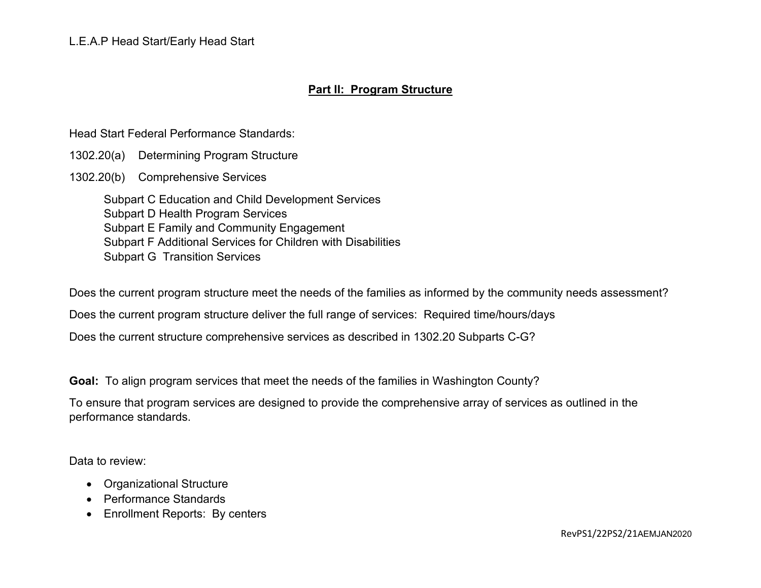## Part II: Program Structure

Head Start Federal Performance Standards:

1302.20(a) Determining Program Structure

1302.20(b) Comprehensive Services

Subpart C Education and Child Development Services
Subpart D Health Program Services
Subpart E Family and Community Engagement
Subpart F Additional Services for Children with Disabilities
Subpart G Transition Services

Does the current program structure meet the needs of the families as informed by the community needs assessment?

Does the current program structure deliver the full range of services: Required time/hours/days

Does the current structure comprehensive services as described in 1302.20 Subparts C-G?

**Goal:** To align program services that meet the needs of the families in Washington County?

To ensure that program services are designed to provide the comprehensive array of services as outlined in the performance standards.

Data to review:

- Organizational Structure
- Performance Standards
- Enrollment Reports: By centers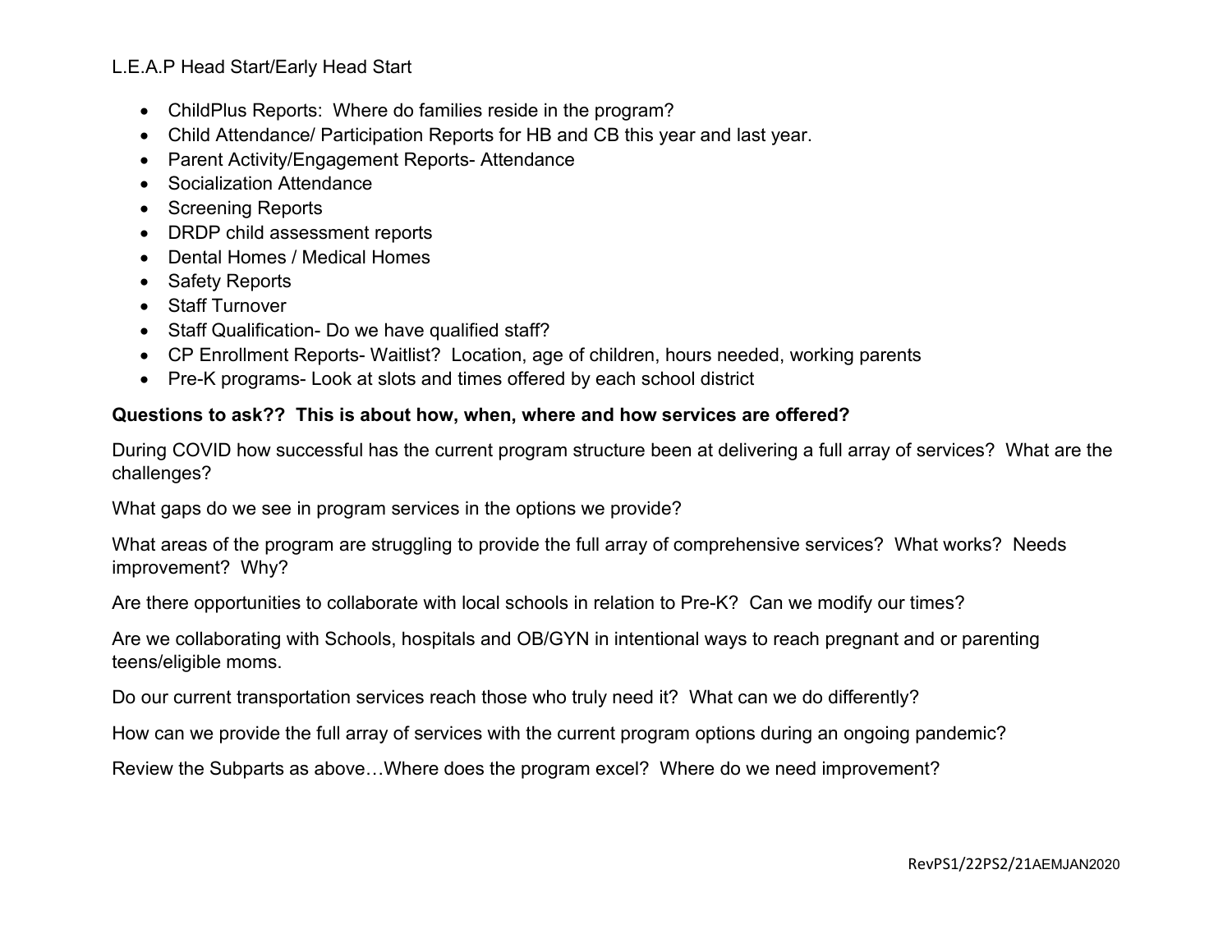L.E.A.P Head Start/Early Head Start

- ChildPlus Reports: Where do families reside in the program?
- Child Attendance/ Participation Reports for HB and CB this year and last year.
- Parent Activity/Engagement Reports- Attendance
- Socialization Attendance
- Screening Reports
- DRDP child assessment reports
- Dental Homes / Medical Homes
- Safety Reports
- Staff Turnover
- Staff Qualification- Do we have qualified staff?
- CP Enrollment Reports- Waitlist? Location, age of children, hours needed, working parents
- Pre-K programs- Look at slots and times offered by each school district

**Questions to ask?? This is about how, when, where and how services are offered?**

During COVID how successful has the current program structure been at delivering a full array of services? What are the challenges?

What gaps do we see in program services in the options we provide?

What areas of the program are struggling to provide the full array of comprehensive services? What works? Needs improvement? Why?

Are there opportunities to collaborate with local schools in relation to Pre-K? Can we modify our times?

Are we collaborating with Schools, hospitals and OB/GYN in intentional ways to reach pregnant and or parenting teens/eligible moms.

Do our current transportation services reach those who truly need it? What can we do differently?

How can we provide the full array of services with the current program options during an ongoing pandemic?

Review the Subparts as above…Where does the program excel? Where do we need improvement?

RevPS1/22PS2/21AEMJAN2020